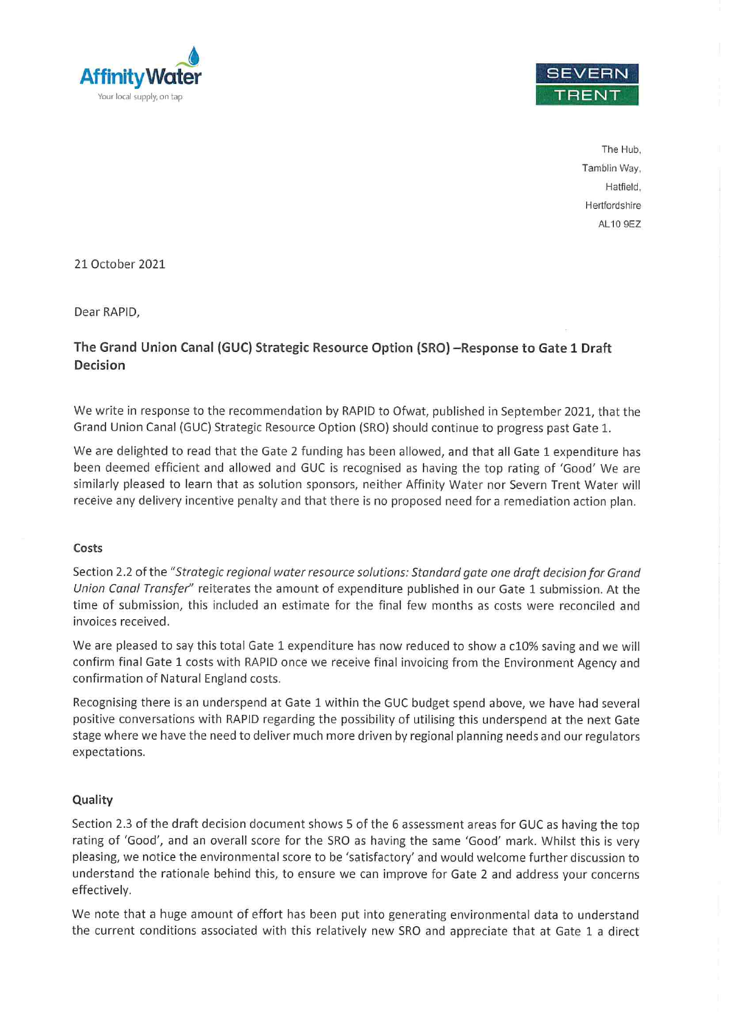Affinity Water
Your local supply, on tap

SEVERN TRENT

The Hub,
Tamblin Way,
Hatfield,
Hertfordshire
AL10 9EZ

21 October 2021

Dear RAPID,

## The Grand Union Canal (GUC) Strategic Resource Option (SRO) –Response to Gate 1 Draft Decision

We write in response to the recommendation by RAPID to Ofwat, published in September 2021, that the Grand Union Canal (GUC) Strategic Resource Option (SRO) should continue to progress past Gate 1.

We are delighted to read that the Gate 2 funding has been allowed, and that all Gate 1 expenditure has been deemed efficient and allowed and GUC is recognised as having the top rating of 'Good' We are similarly pleased to learn that as solution sponsors, neither Affinity Water nor Severn Trent Water will receive any delivery incentive penalty and that there is no proposed need for a remediation action plan.

### Costs

Section 2.2 of the *"Strategic regional water resource solutions: Standard gate one draft decision for Grand Union Canal Transfer"* reiterates the amount of expenditure published in our Gate 1 submission. At the time of submission, this included an estimate for the final few months as costs were reconciled and invoices received.

We are pleased to say this total Gate 1 expenditure has now reduced to show a c10% saving and we will confirm final Gate 1 costs with RAPID once we receive final invoicing from the Environment Agency and confirmation of Natural England costs.

Recognising there is an underspend at Gate 1 within the GUC budget spend above, we have had several positive conversations with RAPID regarding the possibility of utilising this underspend at the next Gate stage where we have the need to deliver much more driven by regional planning needs and our regulators expectations.

### Quality

Section 2.3 of the draft decision document shows 5 of the 6 assessment areas for GUC as having the top rating of 'Good', and an overall score for the SRO as having the same 'Good' mark. Whilst this is very pleasing, we notice the environmental score to be 'satisfactory' and would welcome further discussion to understand the rationale behind this, to ensure we can improve for Gate 2 and address your concerns effectively.

We note that a huge amount of effort has been put into generating environmental data to understand the current conditions associated with this relatively new SRO and appreciate that at Gate 1 a direct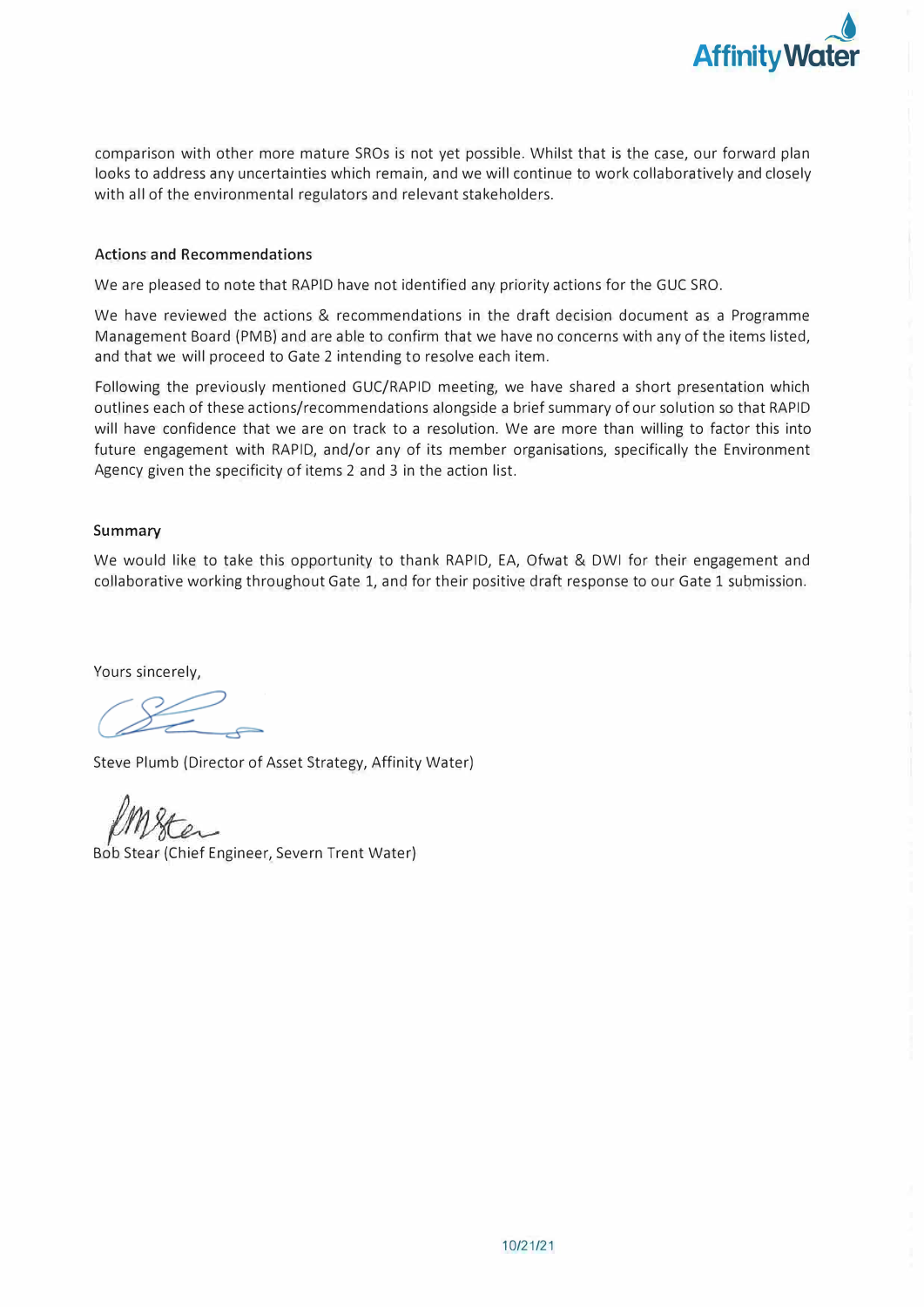comparison with other more mature SROs is not yet possible. Whilst that is the case, our forward plan looks to address any uncertainties which remain, and we will continue to work collaboratively and closely with all of the environmental regulators and relevant stakeholders.

### Actions and Recommendations

We are pleased to note that RAPID have not identified any priority actions for the GUC SRO.

We have reviewed the actions & recommendations in the draft decision document as a Programme Management Board (PMB) and are able to confirm that we have no concerns with any of the items listed, and that we will proceed to Gate 2 intending to resolve each item.

Following the previously mentioned GUC/RAPID meeting, we have shared a short presentation which outlines each of these actions/recommendations alongside a brief summary of our solution so that RAPID will have confidence that we are on track to a resolution. We are more than willing to factor this into future engagement with RAPID, and/or any of its member organisations, specifically the Environment Agency given the specificity of items 2 and 3 in the action list.

### Summary

We would like to take this opportunity to thank RAPID, EA, Ofwat & DWI for their engagement and collaborative working throughout Gate 1, and for their positive draft response to our Gate 1 submission.

Yours sincerely,

Steve Plumb (Director of Asset Strategy, Affinity Water)

Bob Stear (Chief Engineer, Severn Trent Water)

10/21/21